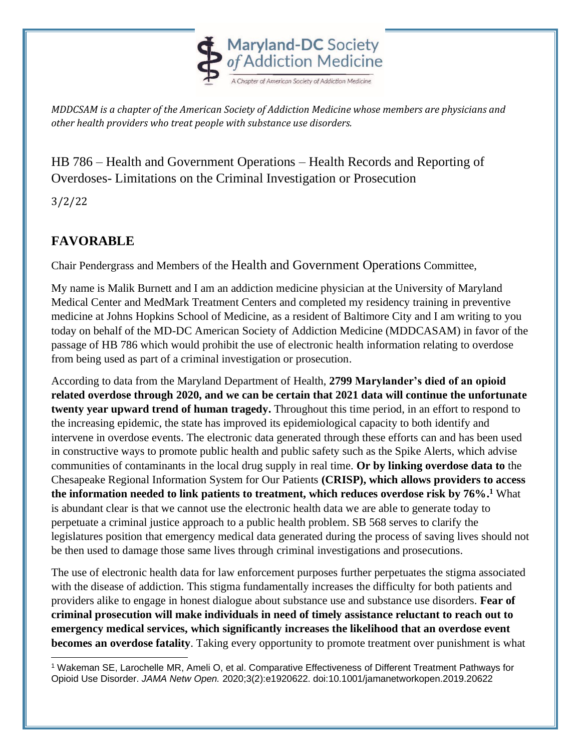Maryland-DC Society of Addiction Medicine

A Chapter of American Society of Addiction Medicine

*MDDCSAM is a chapter of the American Society of Addiction Medicine whose members are physicians and other health providers who treat people with substance use disorders.*

HB 786 – Health and Government Operations – Health Records and Reporting of Overdoses- Limitations on the Criminal Investigation or Prosecution

3/2/22

## FAVORABLE

Chair Pendergrass and Members of the Health and Government Operations Committee,

My name is Malik Burnett and I am an addiction medicine physician at the University of Maryland Medical Center and MedMark Treatment Centers and completed my residency training in preventive medicine at Johns Hopkins School of Medicine, as a resident of Baltimore City and I am writing to you today on behalf of the MD-DC American Society of Addiction Medicine (MDDCASAM) in favor of the passage of HB 786 which would prohibit the use of electronic health information relating to overdose from being used as part of a criminal investigation or prosecution.

According to data from the Maryland Department of Health, **2799 Marylander's died of an opioid related overdose through 2020, and we can be certain that 2021 data will continue the unfortunate twenty year upward trend of human tragedy.** Throughout this time period, in an effort to respond to the increasing epidemic, the state has improved its epidemiological capacity to both identify and intervene in overdose events. The electronic data generated through these efforts can and has been used in constructive ways to promote public health and public safety such as the Spike Alerts, which advise communities of contaminants in the local drug supply in real time. **Or by linking overdose data to** the Chesapeake Regional Information System for Our Patients **(CRISP), which allows providers to access the information needed to link patients to treatment, which reduces overdose risk by 76%.**[1] What is abundant clear is that we cannot use the electronic health data we are able to generate today to perpetuate a criminal justice approach to a public health problem. SB 568 serves to clarify the legislatures position that emergency medical data generated during the process of saving lives should not be then used to damage those same lives through criminal investigations and prosecutions.

The use of electronic health data for law enforcement purposes further perpetuates the stigma associated with the disease of addiction. This stigma fundamentally increases the difficulty for both patients and providers alike to engage in honest dialogue about substance use and substance use disorders. **Fear of criminal prosecution will make individuals in need of timely assistance reluctant to reach out to emergency medical services, which significantly increases the likelihood that an overdose event becomes an overdose fatality**. Taking every opportunity to promote treatment over punishment is what

[1] Wakeman SE, Larochelle MR, Ameli O, et al. Comparative Effectiveness of Different Treatment Pathways for Opioid Use Disorder. *JAMA Netw Open.* 2020;3(2):e1920622. doi:10.1001/jamanetworkopen.2019.20622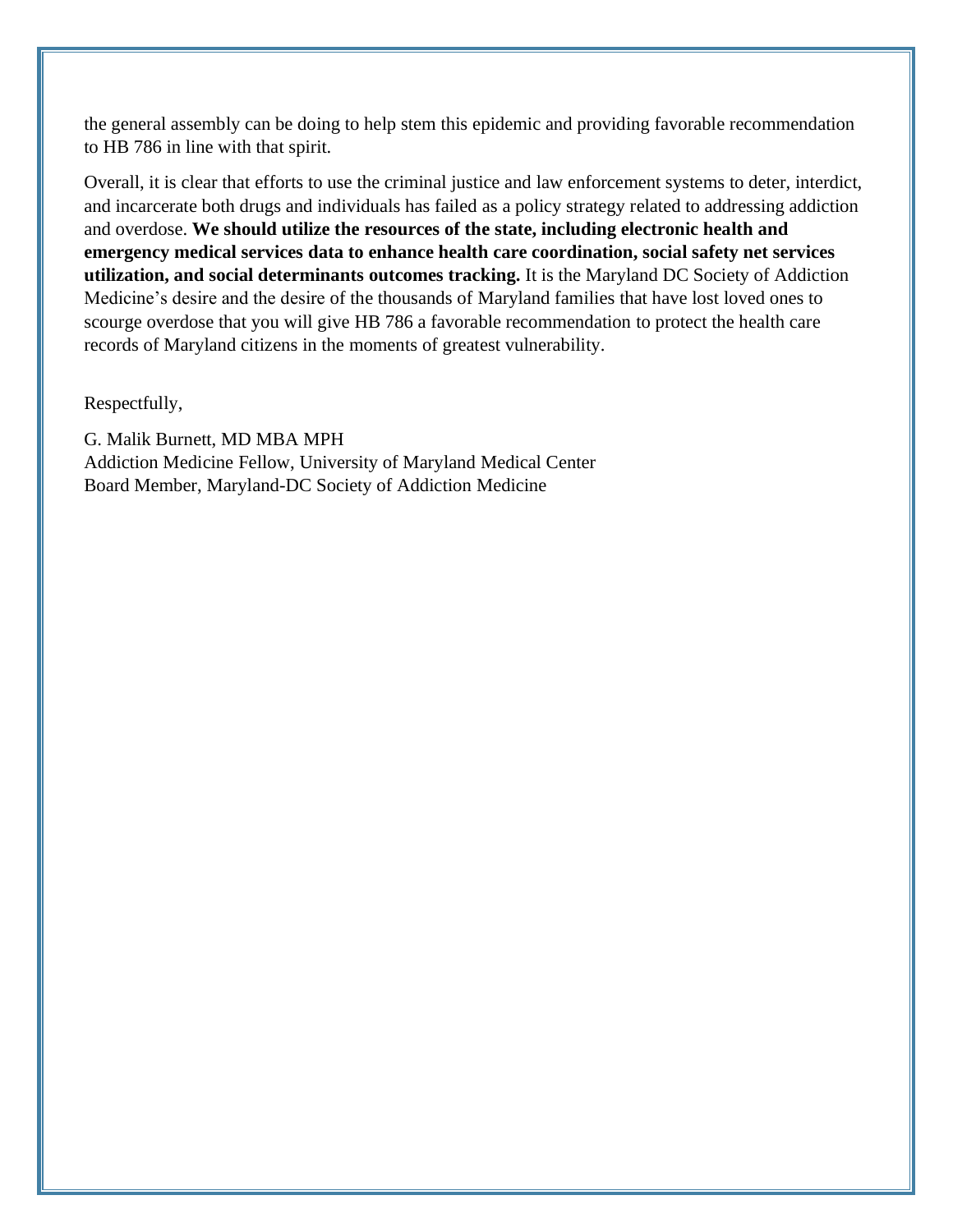the general assembly can be doing to help stem this epidemic and providing favorable recommendation to HB 786 in line with that spirit.

Overall, it is clear that efforts to use the criminal justice and law enforcement systems to deter, interdict, and incarcerate both drugs and individuals has failed as a policy strategy related to addressing addiction and overdose. **We should utilize the resources of the state, including electronic health and emergency medical services data to enhance health care coordination, social safety net services utilization, and social determinants outcomes tracking.** It is the Maryland DC Society of Addiction Medicine's desire and the desire of the thousands of Maryland families that have lost loved ones to scourge overdose that you will give HB 786 a favorable recommendation to protect the health care records of Maryland citizens in the moments of greatest vulnerability.

Respectfully,

G. Malik Burnett, MD MBA MPH
Addiction Medicine Fellow, University of Maryland Medical Center
Board Member, Maryland-DC Society of Addiction Medicine